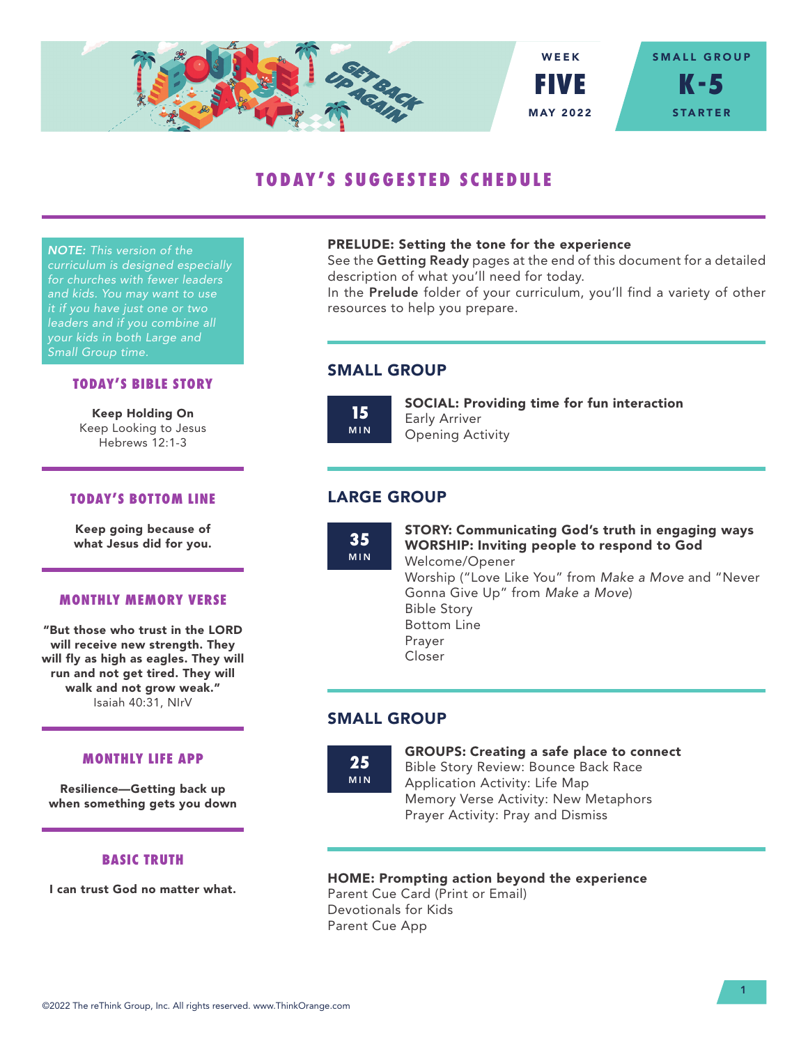WEEK **FIVE** MAY 2022

SMALL GROUP **K-5** STARTER

# TODAY'S SUGGESTED SCHEDULE

*NOTE: This version of the curriculum is designed especially for churches with fewer leaders and kids. You may want to use it if you have just one or two leaders and if you combine all your kids in both Large and Small Group time.*

## TODAY'S BIBLE STORY

**Keep Holding On**
Keep Looking to Jesus
Hebrews 12:1-3

## TODAY'S BOTTOM LINE

**Keep going because of what Jesus did for you.**

## MONTHLY MEMORY VERSE

**"But those who trust in the LORD will receive new strength. They will fly as high as eagles. They will run and not get tired. They will walk and not grow weak."**
Isaiah 40:31, NIrV

## MONTHLY LIFE APP

**Resilience—Getting back up when something gets you down**

## BASIC TRUTH

**I can trust God no matter what.**

---

**PRELUDE: Setting the tone for the experience**
See the **Getting Ready** pages at the end of this document for a detailed description of what you'll need for today.
In the **Prelude** folder of your curriculum, you'll find a variety of other resources to help you prepare.

## SMALL GROUP

**15 MIN**

**SOCIAL: Providing time for fun interaction**
Early Arriver
Opening Activity

## LARGE GROUP

**35 MIN**

**STORY: Communicating God's truth in engaging ways**
**WORSHIP: Inviting people to respond to God**
Welcome/Opener
Worship ("Love Like You" from *Make a Move* and "Never Gonna Give Up" from *Make a Move*)
Bible Story
Bottom Line
Prayer
Closer

## SMALL GROUP

**25 MIN**

**GROUPS: Creating a safe place to connect**
Bible Story Review: Bounce Back Race
Application Activity: Life Map
Memory Verse Activity: New Metaphors
Prayer Activity: Pray and Dismiss

**HOME: Prompting action beyond the experience**
Parent Cue Card (Print or Email)
Devotionals for Kids
Parent Cue App

©2022 The reThink Group, Inc. All rights reserved. www.ThinkOrange.com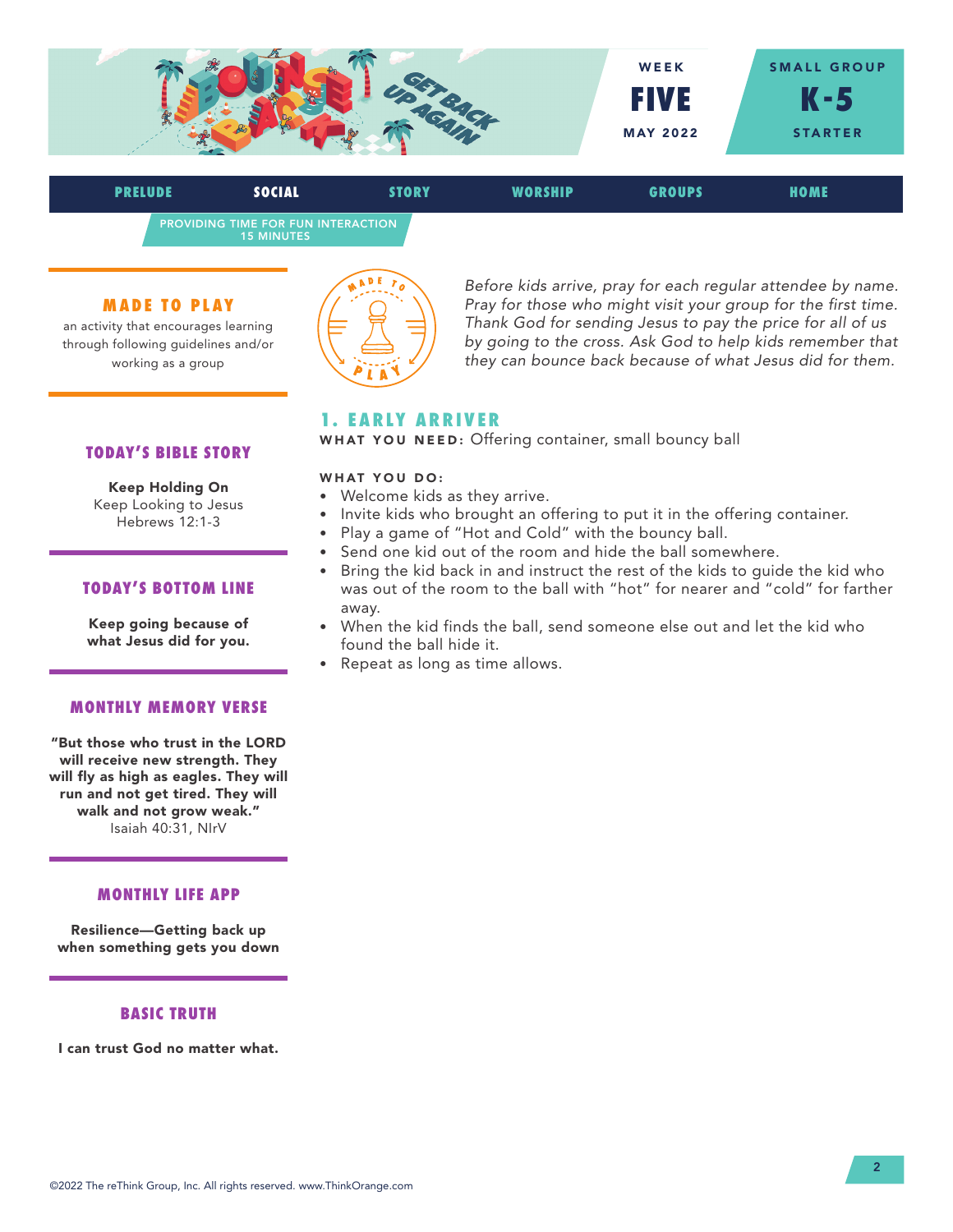WEEK **FIVE** MAY 2022

SMALL GROUP **K-5** STARTER

PRELUDE | **SOCIAL** | STORY | WORSHIP | GROUPS | HOME

PROVIDING TIME FOR FUN INTERACTION
15 MINUTES

## MADE TO PLAY

an activity that encourages learning through following guidelines and/or working as a group

### TODAY'S BIBLE STORY

**Keep Holding On**
Keep Looking to Jesus
Hebrews 12:1-3

### TODAY'S BOTTOM LINE

**Keep going because of what Jesus did for you.**

### MONTHLY MEMORY VERSE

**"But those who trust in the LORD will receive new strength. They will fly as high as eagles. They will run and not get tired. They will walk and not grow weak."**
Isaiah 40:31, NIrV

### MONTHLY LIFE APP

**Resilience—Getting back up when something gets you down**

### BASIC TRUTH

**I can trust God no matter what.**

*Before kids arrive, pray for each regular attendee by name. Pray for those who might visit your group for the first time. Thank God for sending Jesus to pay the price for all of us by going to the cross. Ask God to help kids remember that they can bounce back because of what Jesus did for them.*

## 1. EARLY ARRIVER

**WHAT YOU NEED:** Offering container, small bouncy ball

**WHAT YOU DO:**

- Welcome kids as they arrive.
- Invite kids who brought an offering to put it in the offering container.
- Play a game of "Hot and Cold" with the bouncy ball.
- Send one kid out of the room and hide the ball somewhere.
- Bring the kid back in and instruct the rest of the kids to guide the kid who was out of the room to the ball with "hot" for nearer and "cold" for farther away.
- When the kid finds the ball, send someone else out and let the kid who found the ball hide it.
- Repeat as long as time allows.

©2022 The reThink Group, Inc. All rights reserved. www.ThinkOrange.com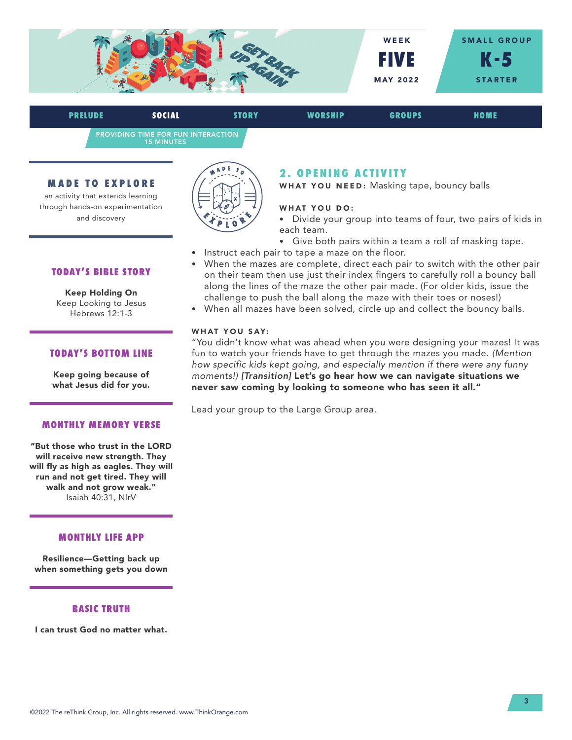WEEK

# FIVE

MAY 2022

SMALL GROUP

**K-5**

STARTER

PRELUDE | **SOCIAL** | STORY | WORSHIP | GROUPS | HOME

PROVIDING TIME FOR FUN INTERACTION
15 MINUTES

### MADE TO EXPLORE

an activity that extends learning through hands-on experimentation and discovery

## 2. OPENING ACTIVITY

**WHAT YOU NEED:** Masking tape, bouncy balls

**WHAT YOU DO:**

- Divide your group into teams of four, two pairs of kids in each team.
- Give both pairs within a team a roll of masking tape.
- Instruct each pair to tape a maze on the floor.
- When the mazes are complete, direct each pair to switch with the other pair on their team then use just their index fingers to carefully roll a bouncy ball along the lines of the maze the other pair made. (For older kids, issue the challenge to push the ball along the maze with their toes or noses!)
- When all mazes have been solved, circle up and collect the bouncy balls.

**WHAT YOU SAY:**

"You didn't know what was ahead when you were designing your mazes! It was fun to watch your friends have to get through the mazes you made. *(Mention how specific kids kept going, and especially mention if there were any funny moments!)* ***[Transition]*** **Let's go hear how we can navigate situations we never saw coming by looking to someone who has seen it all."**

Lead your group to the Large Group area.

### TODAY'S BIBLE STORY

**Keep Holding On**
Keep Looking to Jesus
Hebrews 12:1-3

### TODAY'S BOTTOM LINE

**Keep going because of what Jesus did for you.**

### MONTHLY MEMORY VERSE

**"But those who trust in the LORD will receive new strength. They will fly as high as eagles. They will run and not get tired. They will walk and not grow weak."**
Isaiah 40:31, NIrV

### MONTHLY LIFE APP

**Resilience—Getting back up when something gets you down**

### BASIC TRUTH

**I can trust God no matter what.**

©2022 The reThink Group, Inc. All rights reserved. www.ThinkOrange.com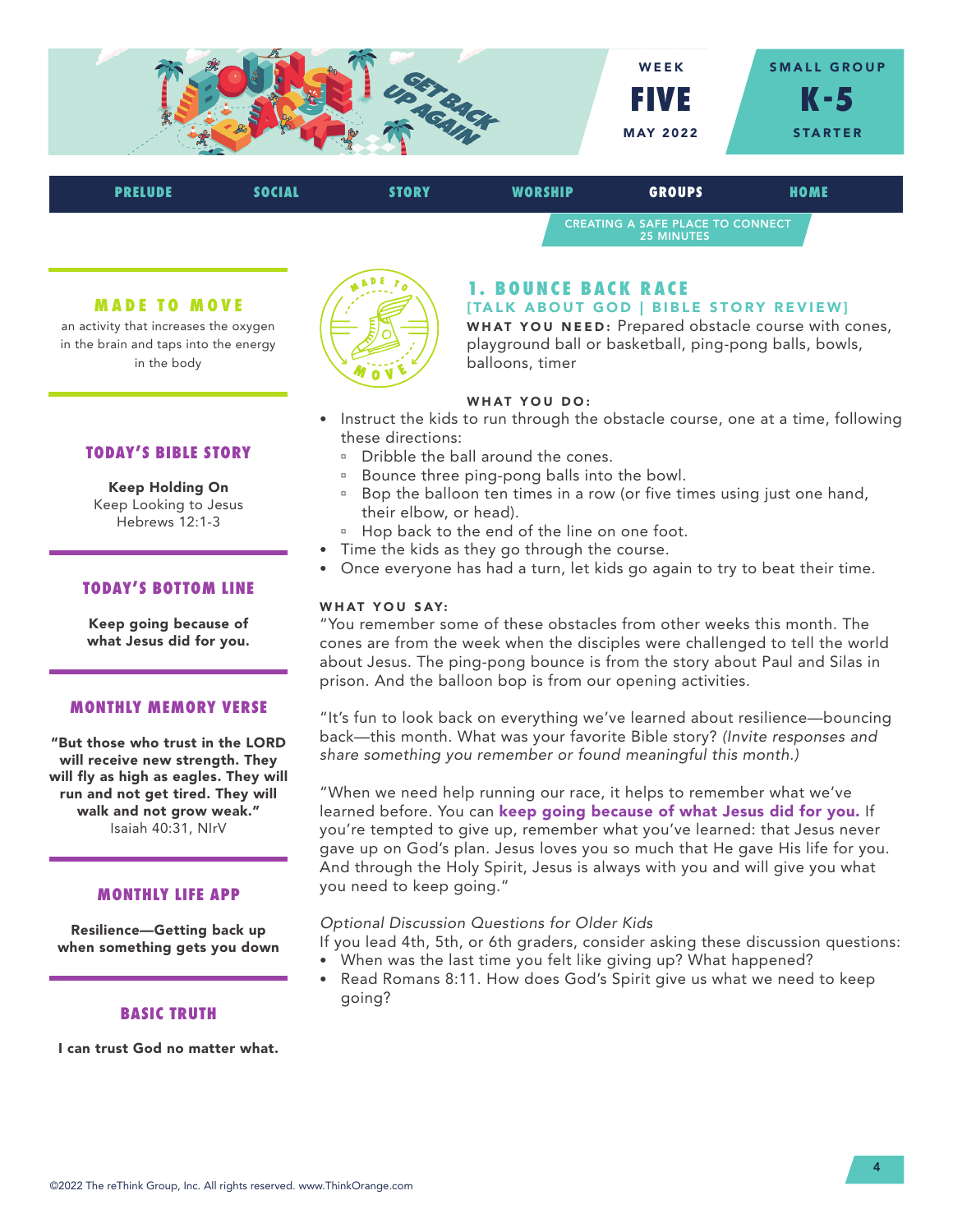WEEK **FIVE** MAY 2022

SMALL GROUP **K-5** STARTER

PRELUDE | SOCIAL | STORY | WORSHIP | **GROUPS** | HOME

CREATING A SAFE PLACE TO CONNECT
25 MINUTES

### MADE TO MOVE

an activity that increases the oxygen in the brain and taps into the energy in the body

### TODAY'S BIBLE STORY

**Keep Holding On**
Keep Looking to Jesus
Hebrews 12:1-3

### TODAY'S BOTTOM LINE

**Keep going because of what Jesus did for you.**

### MONTHLY MEMORY VERSE

**"But those who trust in the LORD will receive new strength. They will fly as high as eagles. They will run and not get tired. They will walk and not grow weak."**
Isaiah 40:31, NIrV

### MONTHLY LIFE APP

**Resilience—Getting back up when something gets you down**

### BASIC TRUTH

**I can trust God no matter what.**

## 1. BOUNCE BACK RACE

**[TALK ABOUT GOD | BIBLE STORY REVIEW]**

**WHAT YOU NEED:** Prepared obstacle course with cones, playground ball or basketball, ping-pong balls, bowls, balloons, timer

**WHAT YOU DO:**

- Instruct the kids to run through the obstacle course, one at a time, following these directions:
  - Dribble the ball around the cones.
  - Bounce three ping-pong balls into the bowl.
  - Bop the balloon ten times in a row (or five times using just one hand, their elbow, or head).
  - Hop back to the end of the line on one foot.
- Time the kids as they go through the course.
- Once everyone has had a turn, let kids go again to try to beat their time.

**WHAT YOU SAY:**

"You remember some of these obstacles from other weeks this month. The cones are from the week when the disciples were challenged to tell the world about Jesus. The ping-pong bounce is from the story about Paul and Silas in prison. And the balloon bop is from our opening activities.

"It's fun to look back on everything we've learned about resilience—bouncing back—this month. What was your favorite Bible story? *(Invite responses and share something you remember or found meaningful this month.)*

"When we need help running our race, it helps to remember what we've learned before. You can **keep going because of what Jesus did for you.** If you're tempted to give up, remember what you've learned: that Jesus never gave up on God's plan. Jesus loves you so much that He gave His life for you. And through the Holy Spirit, Jesus is always with you and will give you what you need to keep going."

*Optional Discussion Questions for Older Kids*

If you lead 4th, 5th, or 6th graders, consider asking these discussion questions:

- When was the last time you felt like giving up? What happened?
- Read Romans 8:11. How does God's Spirit give us what we need to keep going?

©2022 The reThink Group, Inc. All rights reserved. www.ThinkOrange.com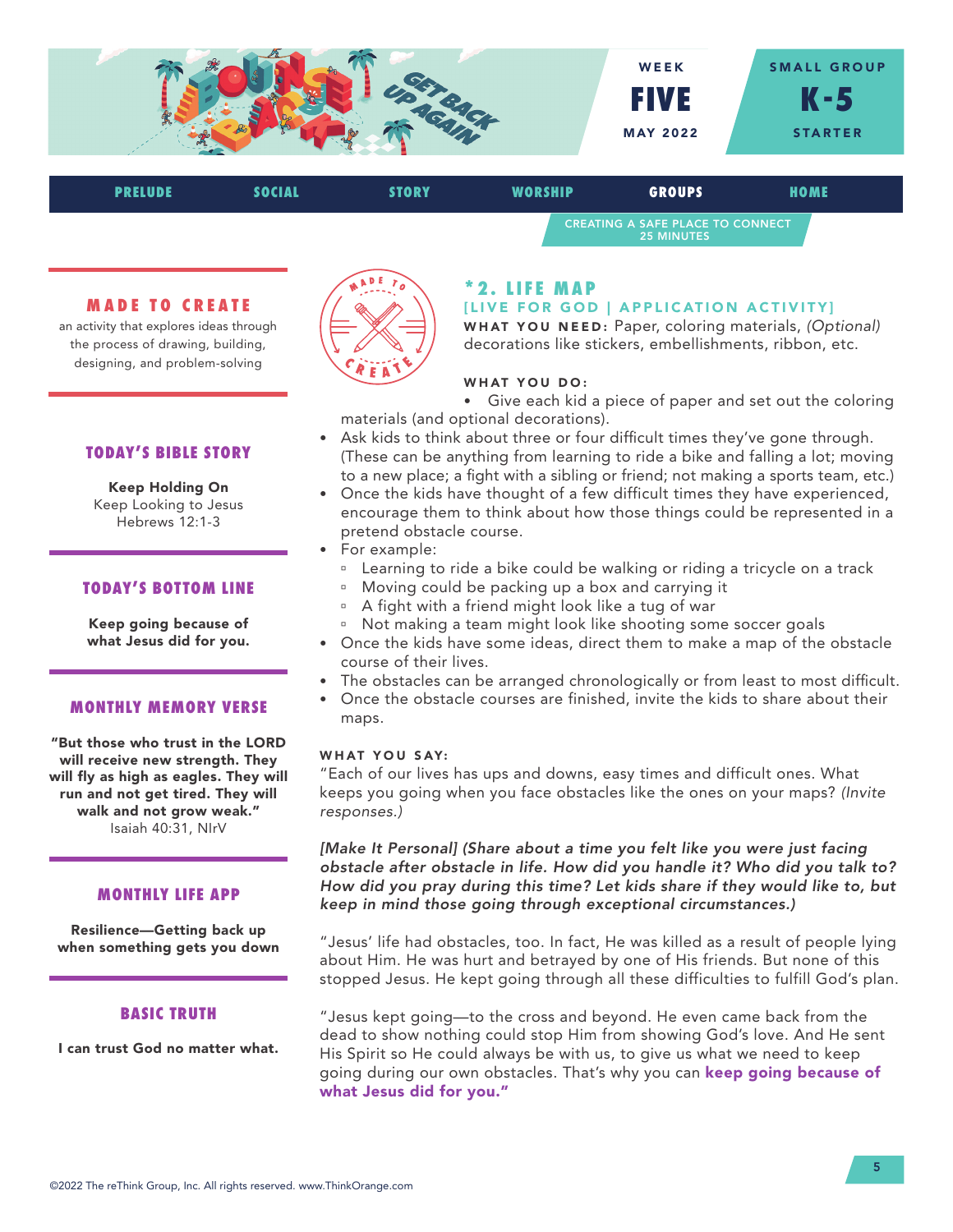WEEK **FIVE** MAY 2022

SMALL GROUP **K-5** STARTER

PRELUDE | SOCIAL | STORY | WORSHIP | **GROUPS** | HOME

CREATING A SAFE PLACE TO CONNECT
25 MINUTES

## MADE TO CREATE

an activity that explores ideas through the process of drawing, building, designing, and problem-solving

## TODAY'S BIBLE STORY

**Keep Holding On**
Keep Looking to Jesus
Hebrews 12:1-3

## TODAY'S BOTTOM LINE

**Keep going because of what Jesus did for you.**

## MONTHLY MEMORY VERSE

**"But those who trust in the LORD will receive new strength. They will fly as high as eagles. They will run and not get tired. They will walk and not grow weak."**
Isaiah 40:31, NIrV

## MONTHLY LIFE APP

**Resilience—Getting back up when something gets you down**

## BASIC TRUTH

**I can trust God no matter what.**

## *2. LIFE MAP

### [LIVE FOR GOD | APPLICATION ACTIVITY]

**WHAT YOU NEED:** Paper, coloring materials, *(Optional)* decorations like stickers, embellishments, ribbon, etc.

**WHAT YOU DO:**

- Give each kid a piece of paper and set out the coloring materials (and optional decorations).
- Ask kids to think about three or four difficult times they've gone through. (These can be anything from learning to ride a bike and falling a lot; moving to a new place; a fight with a sibling or friend; not making a sports team, etc.)
- Once the kids have thought of a few difficult times they have experienced, encourage them to think about how those things could be represented in a pretend obstacle course.
- For example:
  - Learning to ride a bike could be walking or riding a tricycle on a track
  - Moving could be packing up a box and carrying it
  - A fight with a friend might look like a tug of war
  - Not making a team might look like shooting some soccer goals
- Once the kids have some ideas, direct them to make a map of the obstacle course of their lives.
- The obstacles can be arranged chronologically or from least to most difficult.
- Once the obstacle courses are finished, invite the kids to share about their maps.

**WHAT YOU SAY:**

"Each of our lives has ups and downs, easy times and difficult ones. What keeps you going when you face obstacles like the ones on your maps? *(Invite responses.)*

***[Make It Personal] (Share about a time you felt like you were just facing obstacle after obstacle in life. How did you handle it? Who did you talk to? How did you pray during this time? Let kids share if they would like to, but keep in mind those going through exceptional circumstances.)***

"Jesus' life had obstacles, too. In fact, He was killed as a result of people lying about Him. He was hurt and betrayed by one of His friends. But none of this stopped Jesus. He kept going through all these difficulties to fulfill God's plan.

"Jesus kept going—to the cross and beyond. He even came back from the dead to show nothing could stop Him from showing God's love. And He sent His Spirit so He could always be with us, to give us what we need to keep going during our own obstacles. That's why you can **keep going because of what Jesus did for you."**

©2022 The reThink Group, Inc. All rights reserved. www.ThinkOrange.com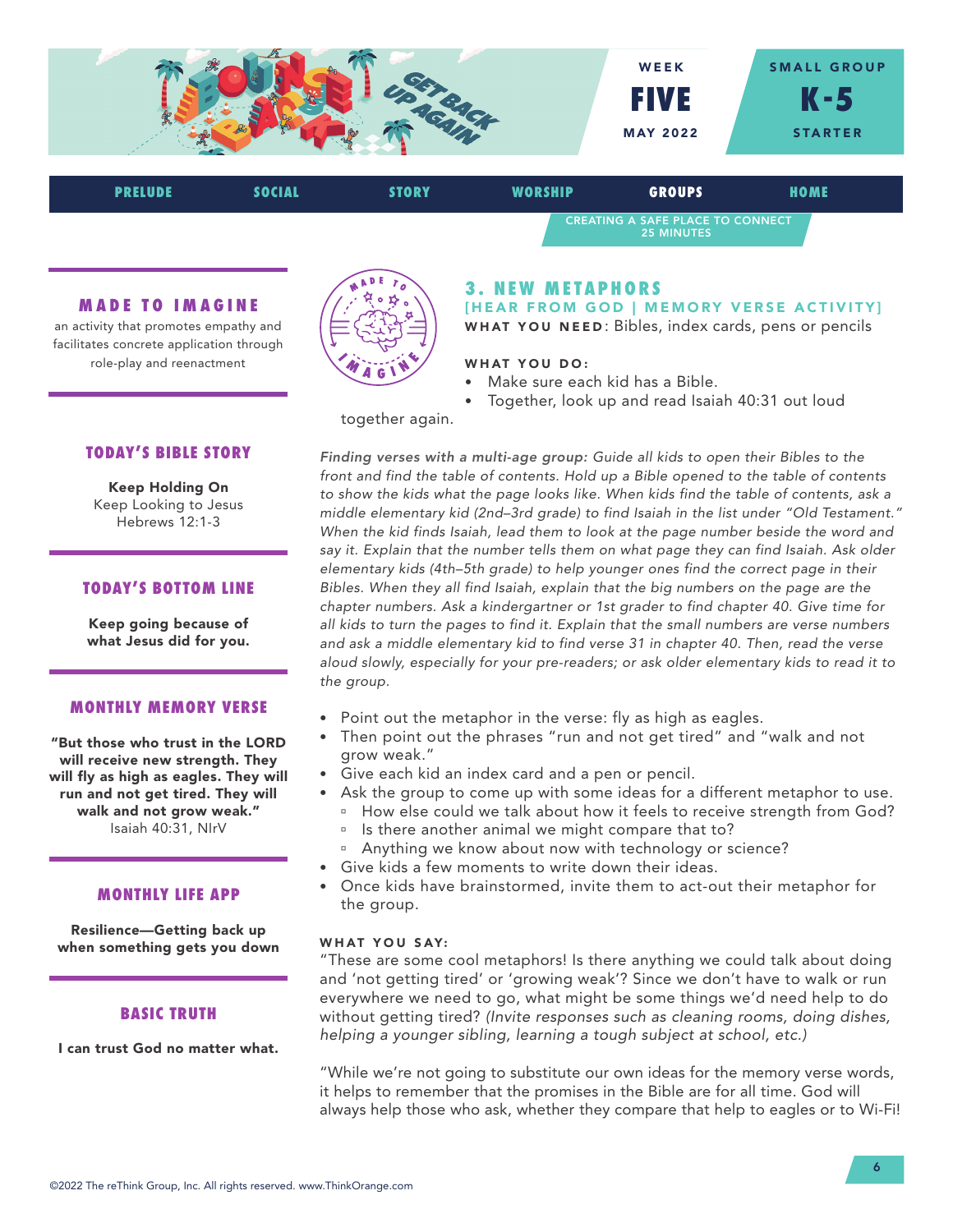WEEK **FIVE** MAY 2022

SMALL GROUP **K-5** STARTER

PRELUDE | SOCIAL | STORY | WORSHIP | **GROUPS** | HOME

CREATING A SAFE PLACE TO CONNECT
25 MINUTES

## 3. NEW METAPHORS

**[HEAR FROM GOD | MEMORY VERSE ACTIVITY]**

**WHAT YOU NEED**: Bibles, index cards, pens or pencils

**WHAT YOU DO:**

- Make sure each kid has a Bible.
- Together, look up and read Isaiah 40:31 out loud together again.

*Finding verses with a multi-age group: Guide all kids to open their Bibles to the front and find the table of contents. Hold up a Bible opened to the table of contents to show the kids what the page looks like. When kids find the table of contents, ask a middle elementary kid (2nd–3rd grade) to find Isaiah in the list under "Old Testament." When the kid finds Isaiah, lead them to look at the page number beside the word and say it. Explain that the number tells them on what page they can find Isaiah. Ask older elementary kids (4th–5th grade) to help younger ones find the correct page in their Bibles. When they all find Isaiah, explain that the big numbers on the page are the chapter numbers. Ask a kindergartner or 1st grader to find chapter 40. Give time for all kids to turn the pages to find it. Explain that the small numbers are verse numbers and ask a middle elementary kid to find verse 31 in chapter 40. Then, read the verse aloud slowly, especially for your pre-readers; or ask older elementary kids to read it to the group.*

- Point out the metaphor in the verse: fly as high as eagles.
- Then point out the phrases "run and not get tired" and "walk and not grow weak."
- Give each kid an index card and a pen or pencil.
- Ask the group to come up with some ideas for a different metaphor to use.
  - How else could we talk about how it feels to receive strength from God?
  - Is there another animal we might compare that to?
  - Anything we know about now with technology or science?
- Give kids a few moments to write down their ideas.
- Once kids have brainstormed, invite them to act-out their metaphor for the group.

**WHAT YOU SAY:**

"These are some cool metaphors! Is there anything we could talk about doing and 'not getting tired' or 'growing weak'? Since we don't have to walk or run everywhere we need to go, what might be some things we'd need help to do without getting tired? *(Invite responses such as cleaning rooms, doing dishes, helping a younger sibling, learning a tough subject at school, etc.)*

"While we're not going to substitute our own ideas for the memory verse words, it helps to remember that the promises in the Bible are for all time. God will always help those who ask, whether they compare that help to eagles or to Wi-Fi!

---

### MADE TO IMAGINE

an activity that promotes empathy and facilitates concrete application through role-play and reenactment

### TODAY'S BIBLE STORY

**Keep Holding On**
Keep Looking to Jesus
Hebrews 12:1-3

### TODAY'S BOTTOM LINE

**Keep going because of what Jesus did for you.**

### MONTHLY MEMORY VERSE

**"But those who trust in the LORD will receive new strength. They will fly as high as eagles. They will run and not get tired. They will walk and not grow weak."**
Isaiah 40:31, NIrV

### MONTHLY LIFE APP

**Resilience—Getting back up when something gets you down**

### BASIC TRUTH

**I can trust God no matter what.**

©2022 The reThink Group, Inc. All rights reserved. www.ThinkOrange.com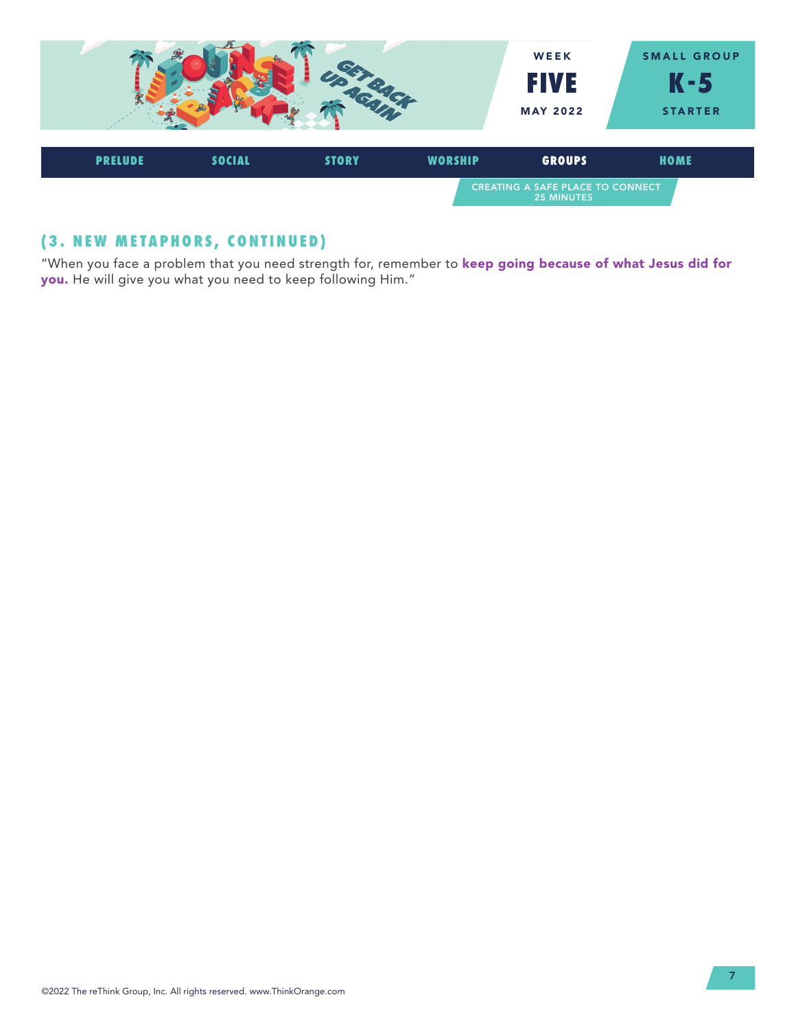## (3. NEW METAPHORS, CONTINUED)

"When you face a problem that you need strength for, remember to **keep going because of what Jesus did for you.** He will give you what you need to keep following Him."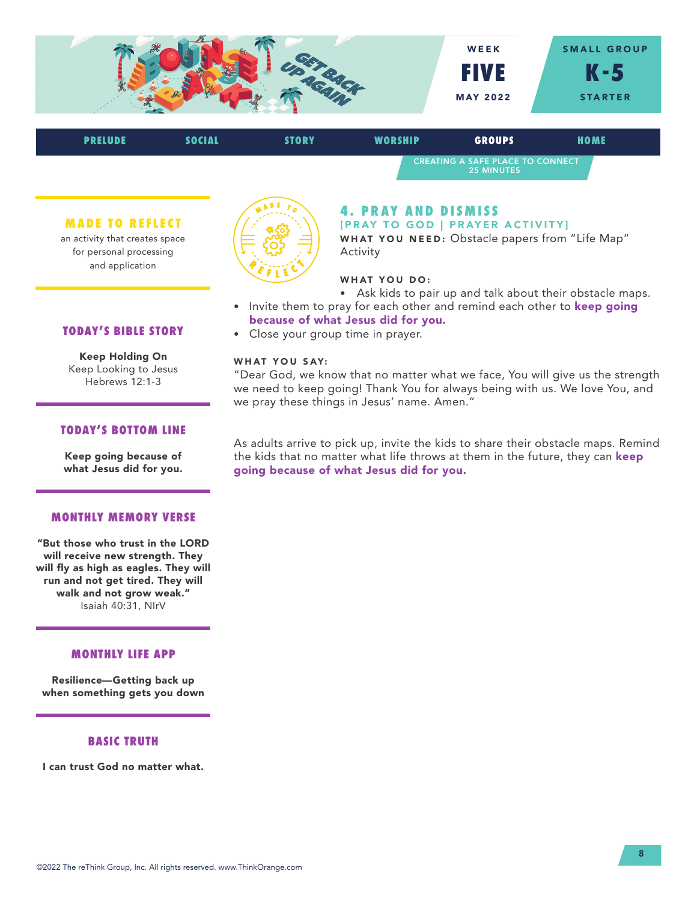WEEK **FIVE** MAY 2022

SMALL GROUP **K-5** STARTER

PRELUDE | SOCIAL | STORY | WORSHIP | **GROUPS** | HOME

CREATING A SAFE PLACE TO CONNECT
25 MINUTES

## 4. PRAY AND DISMISS

**[PRAY TO GOD | PRAYER ACTIVITY]**

**WHAT YOU NEED:** Obstacle papers from "Life Map" Activity

**WHAT YOU DO:**

- Ask kids to pair up and talk about their obstacle maps.
- Invite them to pray for each other and remind each other to **keep going because of what Jesus did for you.**
- Close your group time in prayer.

**WHAT YOU SAY:**

"Dear God, we know that no matter what we face, You will give us the strength we need to keep going! Thank You for always being with us. We love You, and we pray these things in Jesus' name. Amen."

As adults arrive to pick up, invite the kids to share their obstacle maps. Remind the kids that no matter what life throws at them in the future, they can **keep going because of what Jesus did for you.**

### MADE TO REFLECT

an activity that creates space for personal processing and application

### TODAY'S BIBLE STORY

**Keep Holding On**
Keep Looking to Jesus
Hebrews 12:1-3

### TODAY'S BOTTOM LINE

**Keep going because of what Jesus did for you.**

### MONTHLY MEMORY VERSE

**"But those who trust in the LORD will receive new strength. They will fly as high as eagles. They will run and not get tired. They will walk and not grow weak."**
Isaiah 40:31, NIrV

### MONTHLY LIFE APP

**Resilience—Getting back up when something gets you down**

### BASIC TRUTH

**I can trust God no matter what.**

©2022 The reThink Group, Inc. All rights reserved. www.ThinkOrange.com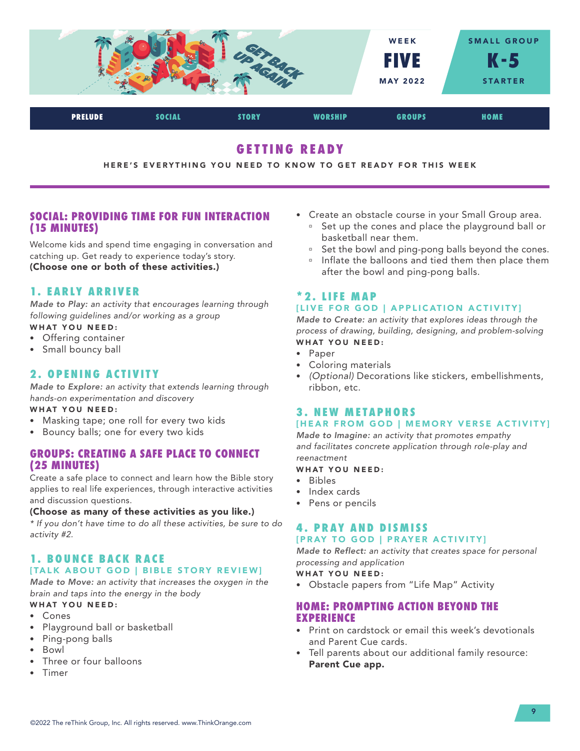WEEK
FIVE
MAY 2022

SMALL GROUP
K-5
STARTER

PRELUDE | SOCIAL | STORY | WORSHIP | GROUPS | HOME

# GETTING READY

HERE'S EVERYTHING YOU NEED TO KNOW TO GET READY FOR THIS WEEK

## SOCIAL: PROVIDING TIME FOR FUN INTERACTION (15 MINUTES)

Welcome kids and spend time engaging in conversation and catching up. Get ready to experience today's story.
**(Choose one or both of these activities.)**

### 1. EARLY ARRIVER

*Made to Play: an activity that encourages learning through following guidelines and/or working as a group*

**WHAT YOU NEED:**

- Offering container
- Small bouncy ball

### 2. OPENING ACTIVITY

*Made to Explore: an activity that extends learning through hands-on experimentation and discovery*

**WHAT YOU NEED:**

- Masking tape; one roll for every two kids
- Bouncy balls; one for every two kids

## GROUPS: CREATING A SAFE PLACE TO CONNECT (25 MINUTES)

Create a safe place to connect and learn how the Bible story applies to real life experiences, through interactive activities and discussion questions.

**(Choose as many of these activities as you like.)**

*\* If you don't have time to do all these activities, be sure to do activity #2.*

### 1. BOUNCE BACK RACE

[TALK ABOUT GOD | BIBLE STORY REVIEW]

*Made to Move: an activity that increases the oxygen in the brain and taps into the energy in the body*

**WHAT YOU NEED:**

- Cones
- Playground ball or basketball
- Ping-pong balls
- Bowl
- Three or four balloons
- Timer

- Create an obstacle course in your Small Group area.
  - Set up the cones and place the playground ball or basketball near them.
  - Set the bowl and ping-pong balls beyond the cones.
  - Inflate the balloons and tied them then place them after the bowl and ping-pong balls.

### *2. LIFE MAP

[LIVE FOR GOD | APPLICATION ACTIVITY]

*Made to Create: an activity that explores ideas through the process of drawing, building, designing, and problem-solving*

**WHAT YOU NEED:**

- Paper
- Coloring materials
- *(Optional)* Decorations like stickers, embellishments, ribbon, etc.

### 3. NEW METAPHORS

[HEAR FROM GOD | MEMORY VERSE ACTIVITY]

*Made to Imagine: an activity that promotes empathy and facilitates concrete application through role-play and reenactment*

**WHAT YOU NEED:**

- Bibles
- Index cards
- Pens or pencils

### 4. PRAY AND DISMISS

[PRAY TO GOD | PRAYER ACTIVITY]

*Made to Reflect: an activity that creates space for personal processing and application*

**WHAT YOU NEED:**

- Obstacle papers from "Life Map" Activity

## HOME: PROMPTING ACTION BEYOND THE EXPERIENCE

- Print on cardstock or email this week's devotionals and Parent Cue cards.
- Tell parents about our additional family resource: **Parent Cue app.**

©2022 The reThink Group, Inc. All rights reserved. www.ThinkOrange.com